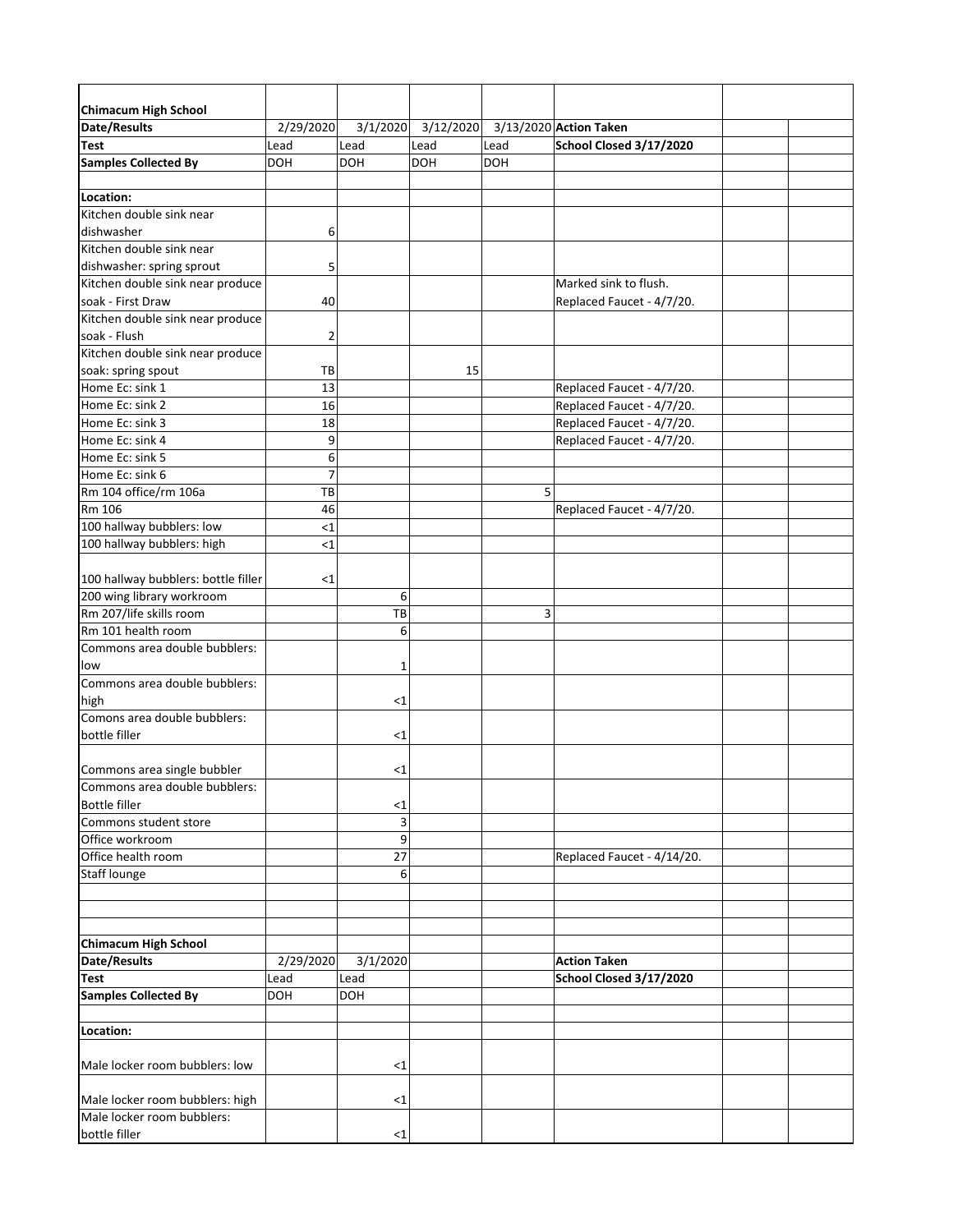| Chimacum High School | | | | | | | |
|---|---|---|---|---|---|---|---|
| **Date/Results** | 2/29/2020 | 3/1/2020 | 3/12/2020 | 3/13/2020 | **Action Taken** | | |
| **Test** | Lead | Lead | Lead | Lead | **School Closed 3/17/2020** | | |
| **Samples Collected By** | DOH | DOH | DOH | DOH | | | |
| | | | | | | | |
| **Location:** | | | | | | | |
| Kitchen double sink near dishwasher | 6 | | | | | | |
| Kitchen double sink near dishwasher: spring sprout | 5 | | | | | | |
| Kitchen double sink near produce soak - First Draw | 40 | | | | Marked sink to flush. Replaced Faucet - 4/7/20. | | |
| Kitchen double sink near produce soak - Flush | 2 | | | | | | |
| Kitchen double sink near produce soak: spring spout | TB | | 15 | | | | |
| Home Ec: sink 1 | 13 | | | | Replaced Faucet - 4/7/20. | | |
| Home Ec: sink 2 | 16 | | | | Replaced Faucet - 4/7/20. | | |
| Home Ec: sink 3 | 18 | | | | Replaced Faucet - 4/7/20. | | |
| Home Ec: sink 4 | 9 | | | | Replaced Faucet - 4/7/20. | | |
| Home Ec: sink 5 | 6 | | | | | | |
| Home Ec: sink 6 | 7 | | | | | | |
| Rm 104 office/rm 106a | TB | | | 5 | | | |
| Rm 106 | 46 | | | | Replaced Faucet - 4/7/20. | | |
| 100 hallway bubblers: low | <1 | | | | | | |
| 100 hallway bubblers: high | <1 | | | | | | |
| 100 hallway bubblers: bottle filler | <1 | | | | | | |
| 200 wing library workroom | | 6 | | | | | |
| Rm 207/life skills room | | TB | | 3 | | | |
| Rm 101 health room | | 6 | | | | | |
| Commons area double bubblers: low | | 1 | | | | | |
| Commons area double bubblers: high | | <1 | | | | | |
| Comons area double bubblers: bottle filler | | <1 | | | | | |
| Commons area single bubbler | | <1 | | | | | |
| Commons area double bubblers: Bottle filler | | <1 | | | | | |
| Commons student store | | 3 | | | | | |
| Office workroom | | 9 | | | | | |
| Office health room | | 27 | | | Replaced Faucet - 4/14/20. | | |
| Staff lounge | | 6 | | | | | |

| Chimacum High School | | | | | | | |
|---|---|---|---|---|---|---|---|
| **Date/Results** | 2/29/2020 | 3/1/2020 | | | **Action Taken** | | |
| **Test** | Lead | Lead | | | **School Closed 3/17/2020** | | |
| **Samples Collected By** | DOH | DOH | | | | | |
| | | | | | | | |
| **Location:** | | | | | | | |
| Male locker room bubblers: low | | <1 | | | | | |
| Male locker room bubblers: high | | <1 | | | | | |
| Male locker room bubblers: bottle filler | | <1 | | | | | |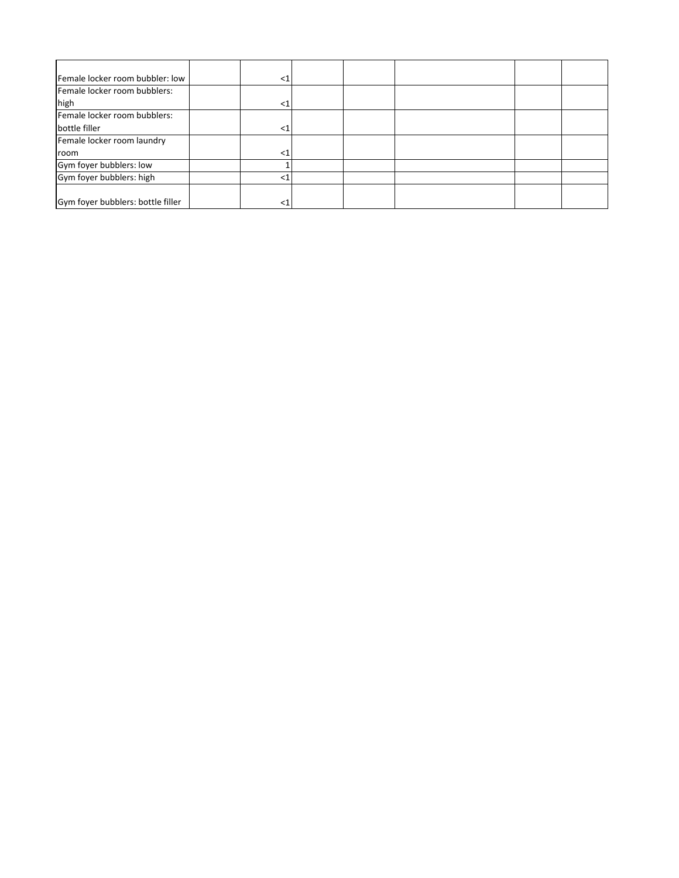| | | | | | | | |
|---|---|---|---|---|---|---|---|
| Female locker room bubbler: low | | <1 | | | | | |
| Female locker room bubblers: high | | <1 | | | | | |
| Female locker room bubblers: bottle filler | | <1 | | | | | |
| Female locker room laundry room | | <1 | | | | | |
| Gym foyer bubblers: low | | 1 | | | | | |
| Gym foyer bubblers: high | | <1 | | | | | |
| Gym foyer bubblers: bottle filler | | <1 | | | | | |